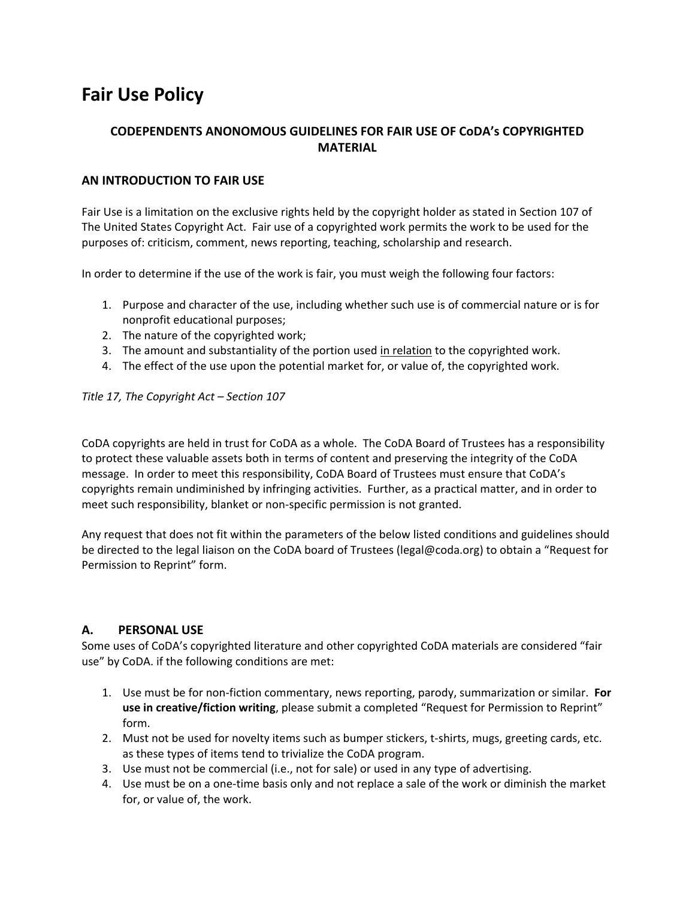# Fair Use Policy

### CODEPENDENTS ANONOMOUS GUIDELINES FOR FAIR USE OF CoDA's COPYRIGHTED MATERIAL

### AN INTRODUCTION TO FAIR USE

Fair Use is a limitation on the exclusive rights held by the copyright holder as stated in Section 107 of The United States Copyright Act. Fair use of a copyrighted work permits the work to be used for the purposes of: criticism, comment, news reporting, teaching, scholarship and research.

In order to determine if the use of the work is fair, you must weigh the following four factors:

1. Purpose and character of the use, including whether such use is of commercial nature or is for nonprofit educational purposes;
2. The nature of the copyrighted work;
3. The amount and substantiality of the portion used <u>in relation</u> to the copyrighted work.
4. The effect of the use upon the potential market for, or value of, the copyrighted work.

*Title 17, The Copyright Act – Section 107*

CoDA copyrights are held in trust for CoDA as a whole. The CoDA Board of Trustees has a responsibility to protect these valuable assets both in terms of content and preserving the integrity of the CoDA message. In order to meet this responsibility, CoDA Board of Trustees must ensure that CoDA's copyrights remain undiminished by infringing activities. Further, as a practical matter, and in order to meet such responsibility, blanket or non-specific permission is not granted.

Any request that does not fit within the parameters of the below listed conditions and guidelines should be directed to the legal liaison on the CoDA board of Trustees (legal@coda.org) to obtain a "Request for Permission to Reprint" form.

### A. PERSONAL USE

Some uses of CoDA's copyrighted literature and other copyrighted CoDA materials are considered "fair use" by CoDA. if the following conditions are met:

1. Use must be for non-fiction commentary, news reporting, parody, summarization or similar. **For use in creative/fiction writing**, please submit a completed "Request for Permission to Reprint" form.
2. Must not be used for novelty items such as bumper stickers, t-shirts, mugs, greeting cards, etc. as these types of items tend to trivialize the CoDA program.
3. Use must not be commercial (i.e., not for sale) or used in any type of advertising.
4. Use must be on a one-time basis only and not replace a sale of the work or diminish the market for, or value of, the work.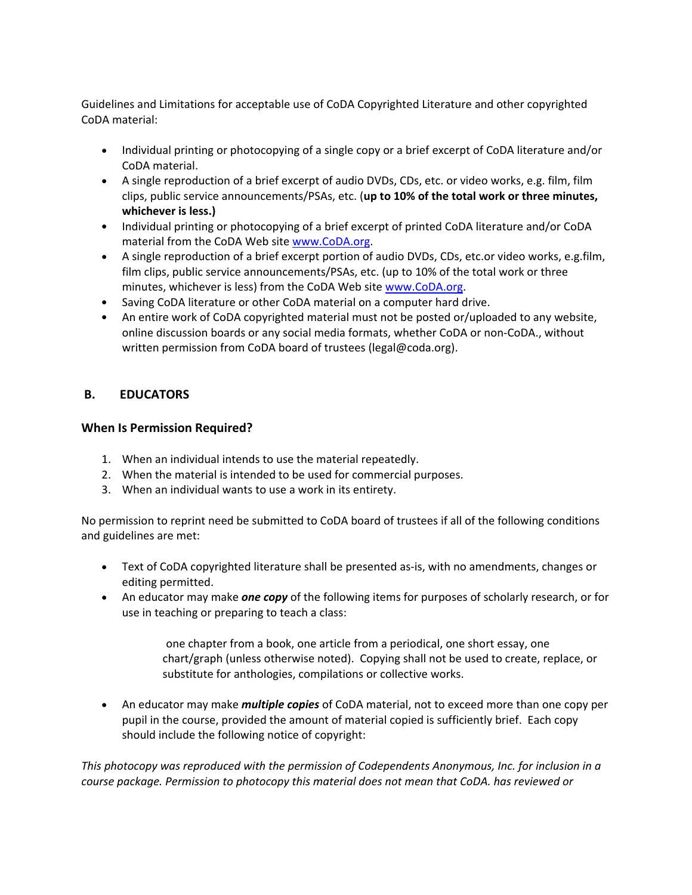Guidelines and Limitations for acceptable use of CoDA Copyrighted Literature and other copyrighted CoDA material:

- Individual printing or photocopying of a single copy or a brief excerpt of CoDA literature and/or CoDA material.
- A single reproduction of a brief excerpt of audio DVDs, CDs, etc. or video works, e.g. film, film clips, public service announcements/PSAs, etc. (**up to 10% of the total work or three minutes, whichever is less.)**
- Individual printing or photocopying of a brief excerpt of printed CoDA literature and/or CoDA material from the CoDA Web site [www.CoDA.org](www.CoDA.org).
- A single reproduction of a brief excerpt portion of audio DVDs, CDs, etc.or video works, e.g.film, film clips, public service announcements/PSAs, etc. (up to 10% of the total work or three minutes, whichever is less) from the CoDA Web site [www.CoDA.org](www.CoDA.org).
- Saving CoDA literature or other CoDA material on a computer hard drive.
- An entire work of CoDA copyrighted material must not be posted or/uploaded to any website, online discussion boards or any social media formats, whether CoDA or non-CoDA., without written permission from CoDA board of trustees (legal@coda.org).

## B. EDUCATORS

### When Is Permission Required?

1. When an individual intends to use the material repeatedly.
2. When the material is intended to be used for commercial purposes.
3. When an individual wants to use a work in its entirety.

No permission to reprint need be submitted to CoDA board of trustees if all of the following conditions and guidelines are met:

- Text of CoDA copyrighted literature shall be presented as-is, with no amendments, changes or editing permitted.
- An educator may make ***one copy*** of the following items for purposes of scholarly research, or for use in teaching or preparing to teach a class:

  one chapter from a book, one article from a periodical, one short essay, one chart/graph (unless otherwise noted). Copying shall not be used to create, replace, or substitute for anthologies, compilations or collective works.

- An educator may make ***multiple copies*** of CoDA material, not to exceed more than one copy per pupil in the course, provided the amount of material copied is sufficiently brief. Each copy should include the following notice of copyright:

*This photocopy was reproduced with the permission of Codependents Anonymous, Inc. for inclusion in a course package. Permission to photocopy this material does not mean that CoDA. has reviewed or*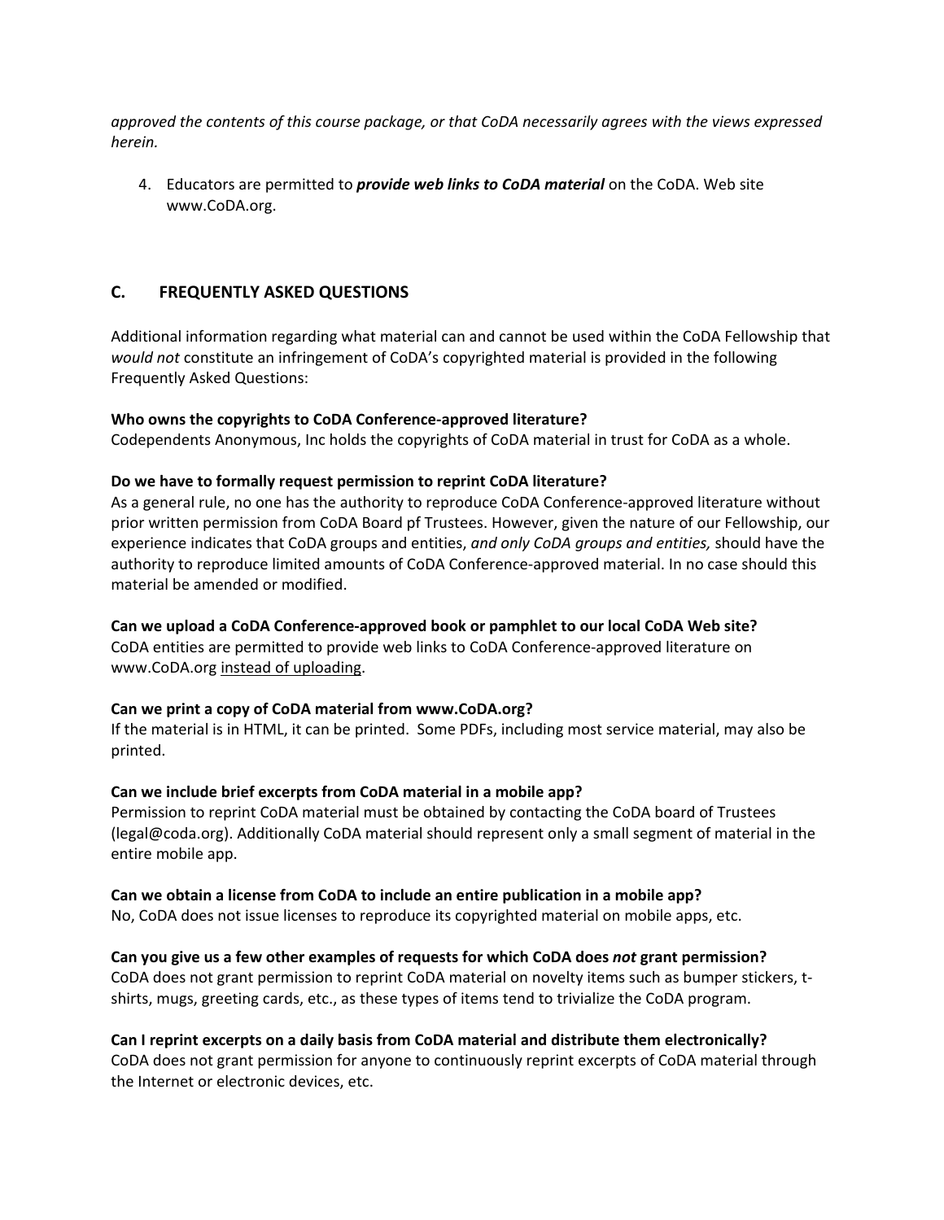*approved the contents of this course package, or that CoDA necessarily agrees with the views expressed herein.*

4. Educators are permitted to ***provide web links to CoDA material*** on the CoDA. Web site www.CoDA.org.

## C. FREQUENTLY ASKED QUESTIONS

Additional information regarding what material can and cannot be used within the CoDA Fellowship that *would not* constitute an infringement of CoDA's copyrighted material is provided in the following Frequently Asked Questions:

**Who owns the copyrights to CoDA Conference-approved literature?**
Codependents Anonymous, Inc holds the copyrights of CoDA material in trust for CoDA as a whole.

**Do we have to formally request permission to reprint CoDA literature?**
As a general rule, no one has the authority to reproduce CoDA Conference-approved literature without prior written permission from CoDA Board pf Trustees. However, given the nature of our Fellowship, our experience indicates that CoDA groups and entities, *and only CoDA groups and entities,* should have the authority to reproduce limited amounts of CoDA Conference-approved material. In no case should this material be amended or modified.

**Can we upload a CoDA Conference-approved book or pamphlet to our local CoDA Web site?**
CoDA entities are permitted to provide web links to CoDA Conference-approved literature on www.CoDA.org instead of uploading.

**Can we print a copy of CoDA material from www.CoDA.org?**
If the material is in HTML, it can be printed. Some PDFs, including most service material, may also be printed.

**Can we include brief excerpts from CoDA material in a mobile app?**
Permission to reprint CoDA material must be obtained by contacting the CoDA board of Trustees (legal@coda.org). Additionally CoDA material should represent only a small segment of material in the entire mobile app.

**Can we obtain a license from CoDA to include an entire publication in a mobile app?**
No, CoDA does not issue licenses to reproduce its copyrighted material on mobile apps, etc.

**Can you give us a few other examples of requests for which CoDA does *not* grant permission?**
CoDA does not grant permission to reprint CoDA material on novelty items such as bumper stickers, t-shirts, mugs, greeting cards, etc., as these types of items tend to trivialize the CoDA program.

**Can I reprint excerpts on a daily basis from CoDA material and distribute them electronically?**
CoDA does not grant permission for anyone to continuously reprint excerpts of CoDA material through the Internet or electronic devices, etc.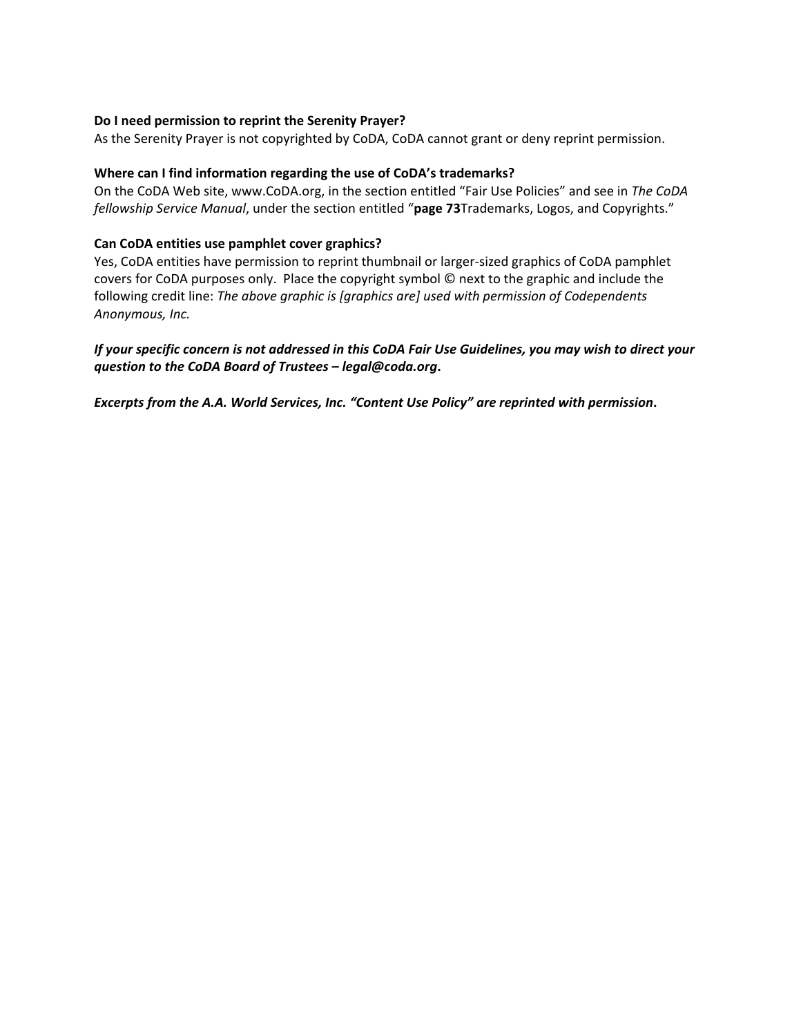**Do I need permission to reprint the Serenity Prayer?**
As the Serenity Prayer is not copyrighted by CoDA, CoDA cannot grant or deny reprint permission.

**Where can I find information regarding the use of CoDA's trademarks?**
On the CoDA Web site, www.CoDA.org, in the section entitled "Fair Use Policies" and see in *The CoDA fellowship Service Manual*, under the section entitled "**page 73**Trademarks, Logos, and Copyrights."

**Can CoDA entities use pamphlet cover graphics?**
Yes, CoDA entities have permission to reprint thumbnail or larger-sized graphics of CoDA pamphlet covers for CoDA purposes only. Place the copyright symbol © next to the graphic and include the following credit line: *The above graphic is [graphics are] used with permission of Codependents Anonymous, Inc.*

***If your specific concern is not addressed in this CoDA Fair Use Guidelines, you may wish to direct your question to the CoDA Board of Trustees – legal@coda.org.***

***Excerpts from the A.A. World Services, Inc. "Content Use Policy" are reprinted with permission.***